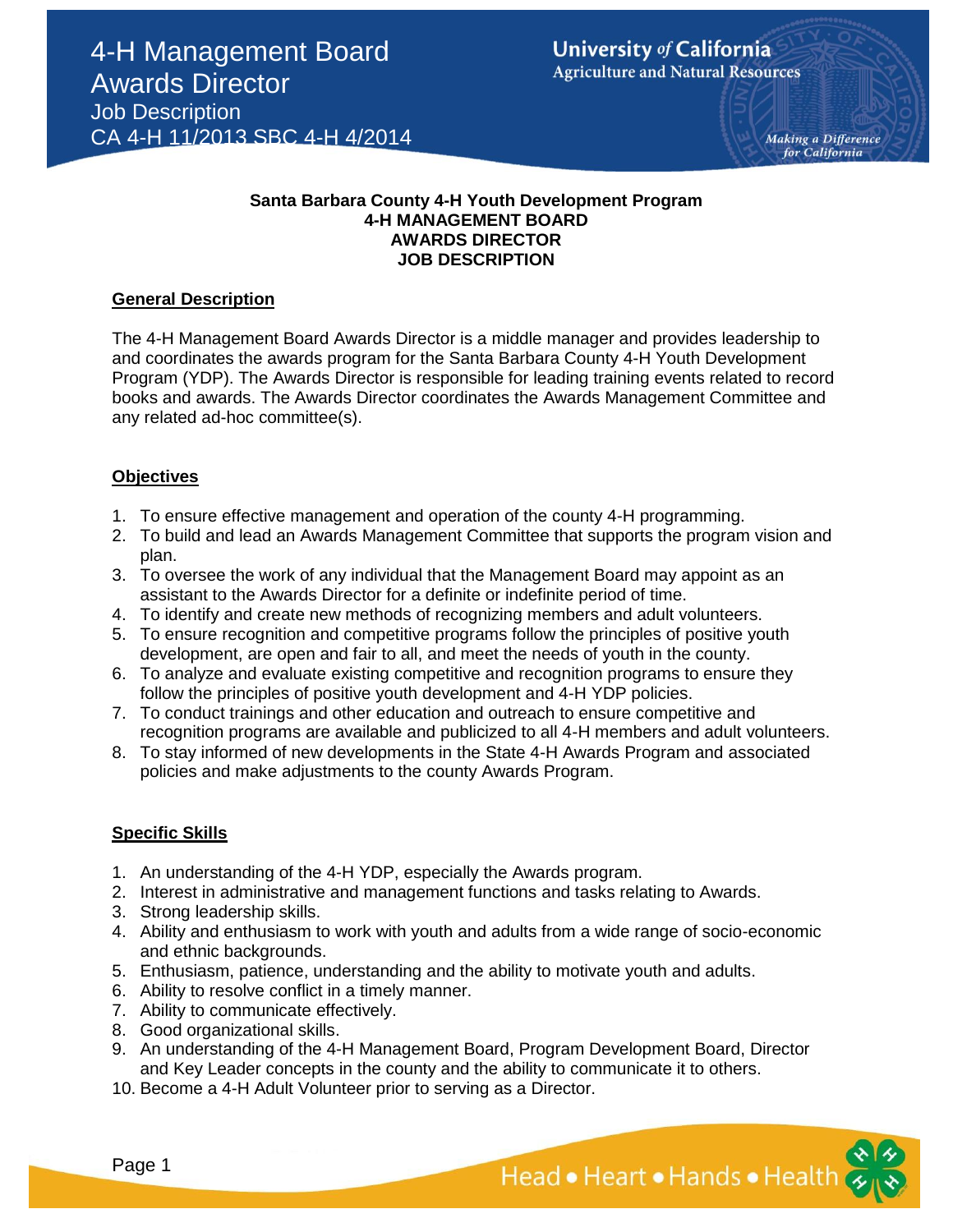# 4-H Management Board Awards Director

## Job Description

CA 4-H 11/2013 SBC 4-H 4/2014

**Santa Barbara County 4-H Youth Development Program**
**4-H MANAGEMENT BOARD**
**AWARDS DIRECTOR**
**JOB DESCRIPTION**

### General Description

The 4-H Management Board Awards Director is a middle manager and provides leadership to and coordinates the awards program for the Santa Barbara County 4-H Youth Development Program (YDP). The Awards Director is responsible for leading training events related to record books and awards. The Awards Director coordinates the Awards Management Committee and any related ad-hoc committee(s).

### Objectives

1. To ensure effective management and operation of the county 4-H programming.
2. To build and lead an Awards Management Committee that supports the program vision and plan.
3. To oversee the work of any individual that the Management Board may appoint as an assistant to the Awards Director for a definite or indefinite period of time.
4. To identify and create new methods of recognizing members and adult volunteers.
5. To ensure recognition and competitive programs follow the principles of positive youth development, are open and fair to all, and meet the needs of youth in the county.
6. To analyze and evaluate existing competitive and recognition programs to ensure they follow the principles of positive youth development and 4-H YDP policies.
7. To conduct trainings and other education and outreach to ensure competitive and recognition programs are available and publicized to all 4-H members and adult volunteers.
8. To stay informed of new developments in the State 4-H Awards Program and associated policies and make adjustments to the county Awards Program.

### Specific Skills

1. An understanding of the 4-H YDP, especially the Awards program.
2. Interest in administrative and management functions and tasks relating to Awards.
3. Strong leadership skills.
4. Ability and enthusiasm to work with youth and adults from a wide range of socio-economic and ethnic backgrounds.
5. Enthusiasm, patience, understanding and the ability to motivate youth and adults.
6. Ability to resolve conflict in a timely manner.
7. Ability to communicate effectively.
8. Good organizational skills.
9. An understanding of the 4-H Management Board, Program Development Board, Director and Key Leader concepts in the county and the ability to communicate it to others.
10. Become a 4-H Adult Volunteer prior to serving as a Director.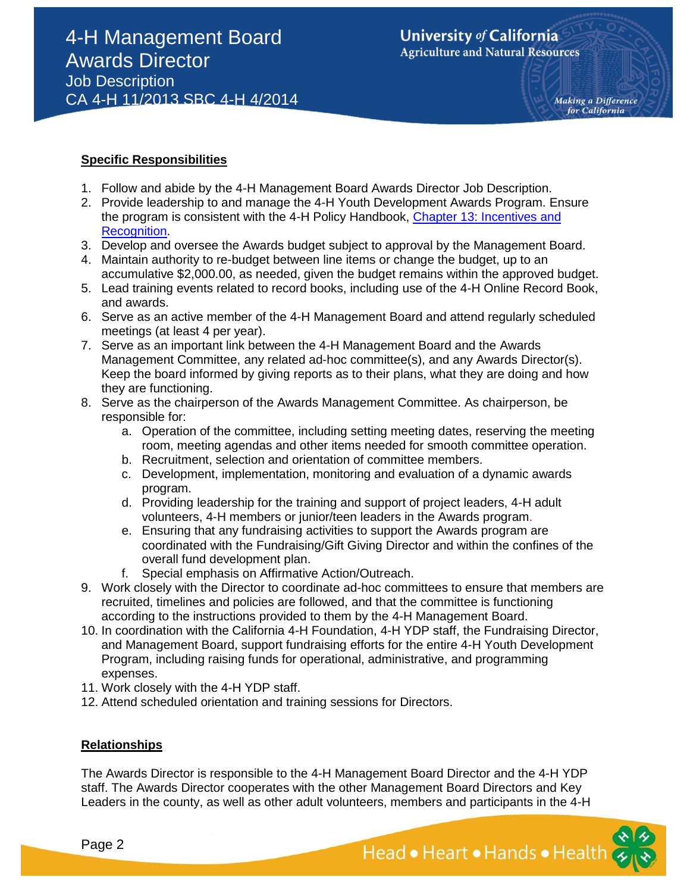## Specific Responsibilities

1. Follow and abide by the 4-H Management Board Awards Director Job Description.
2. Provide leadership to and manage the 4-H Youth Development Awards Program. Ensure the program is consistent with the 4-H Policy Handbook, Chapter 13: Incentives and Recognition.
3. Develop and oversee the Awards budget subject to approval by the Management Board.
4. Maintain authority to re-budget between line items or change the budget, up to an accumulative $2,000.00, as needed, given the budget remains within the approved budget.
5. Lead training events related to record books, including use of the 4-H Online Record Book, and awards.
6. Serve as an active member of the 4-H Management Board and attend regularly scheduled meetings (at least 4 per year).
7. Serve as an important link between the 4-H Management Board and the Awards Management Committee, any related ad-hoc committee(s), and any Awards Director(s). Keep the board informed by giving reports as to their plans, what they are doing and how they are functioning.
8. Serve as the chairperson of the Awards Management Committee. As chairperson, be responsible for:
   a. Operation of the committee, including setting meeting dates, reserving the meeting room, meeting agendas and other items needed for smooth committee operation.
   b. Recruitment, selection and orientation of committee members.
   c. Development, implementation, monitoring and evaluation of a dynamic awards program.
   d. Providing leadership for the training and support of project leaders, 4-H adult volunteers, 4-H members or junior/teen leaders in the Awards program.
   e. Ensuring that any fundraising activities to support the Awards program are coordinated with the Fundraising/Gift Giving Director and within the confines of the overall fund development plan.
   f. Special emphasis on Affirmative Action/Outreach.
9. Work closely with the Director to coordinate ad-hoc committees to ensure that members are recruited, timelines and policies are followed, and that the committee is functioning according to the instructions provided to them by the 4-H Management Board.
10. In coordination with the California 4-H Foundation, 4-H YDP staff, the Fundraising Director, and Management Board, support fundraising efforts for the entire 4-H Youth Development Program, including raising funds for operational, administrative, and programming expenses.
11. Work closely with the 4-H YDP staff.
12. Attend scheduled orientation and training sessions for Directors.

## Relationships

The Awards Director is responsible to the 4-H Management Board Director and the 4-H YDP staff. The Awards Director cooperates with the other Management Board Directors and Key Leaders in the county, as well as other adult volunteers, members and participants in the 4-H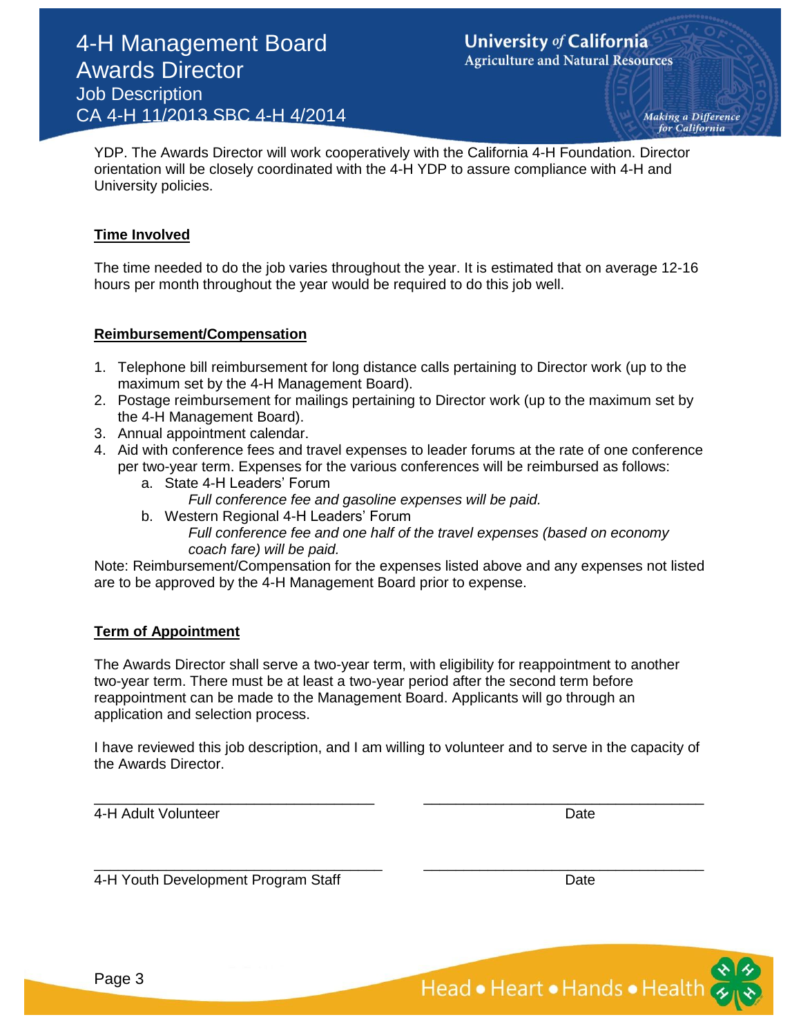YDP. The Awards Director will work cooperatively with the California 4-H Foundation. Director orientation will be closely coordinated with the 4-H YDP to assure compliance with 4-H and University policies.

## Time Involved

The time needed to do the job varies throughout the year. It is estimated that on average 12-16 hours per month throughout the year would be required to do this job well.

## Reimbursement/Compensation

1. Telephone bill reimbursement for long distance calls pertaining to Director work (up to the maximum set by the 4-H Management Board).
2. Postage reimbursement for mailings pertaining to Director work (up to the maximum set by the 4-H Management Board).
3. Annual appointment calendar.
4. Aid with conference fees and travel expenses to leader forums at the rate of one conference per two-year term. Expenses for the various conferences will be reimbursed as follows:
   a. State 4-H Leaders' Forum
      *Full conference fee and gasoline expenses will be paid.*
   b. Western Regional 4-H Leaders' Forum
      *Full conference fee and one half of the travel expenses (based on economy coach fare) will be paid.*

Note: Reimbursement/Compensation for the expenses listed above and any expenses not listed are to be approved by the 4-H Management Board prior to expense.

## Term of Appointment

The Awards Director shall serve a two-year term, with eligibility for reappointment to another two-year term. There must be at least a two-year period after the second term before reappointment can be made to the Management Board. Applicants will go through an application and selection process.

I have reviewed this job description, and I am willing to volunteer and to serve in the capacity of the Awards Director.

___________________________________ ___________________________________
4-H Adult Volunteer Date

___________________________________ ___________________________________
4-H Youth Development Program Staff Date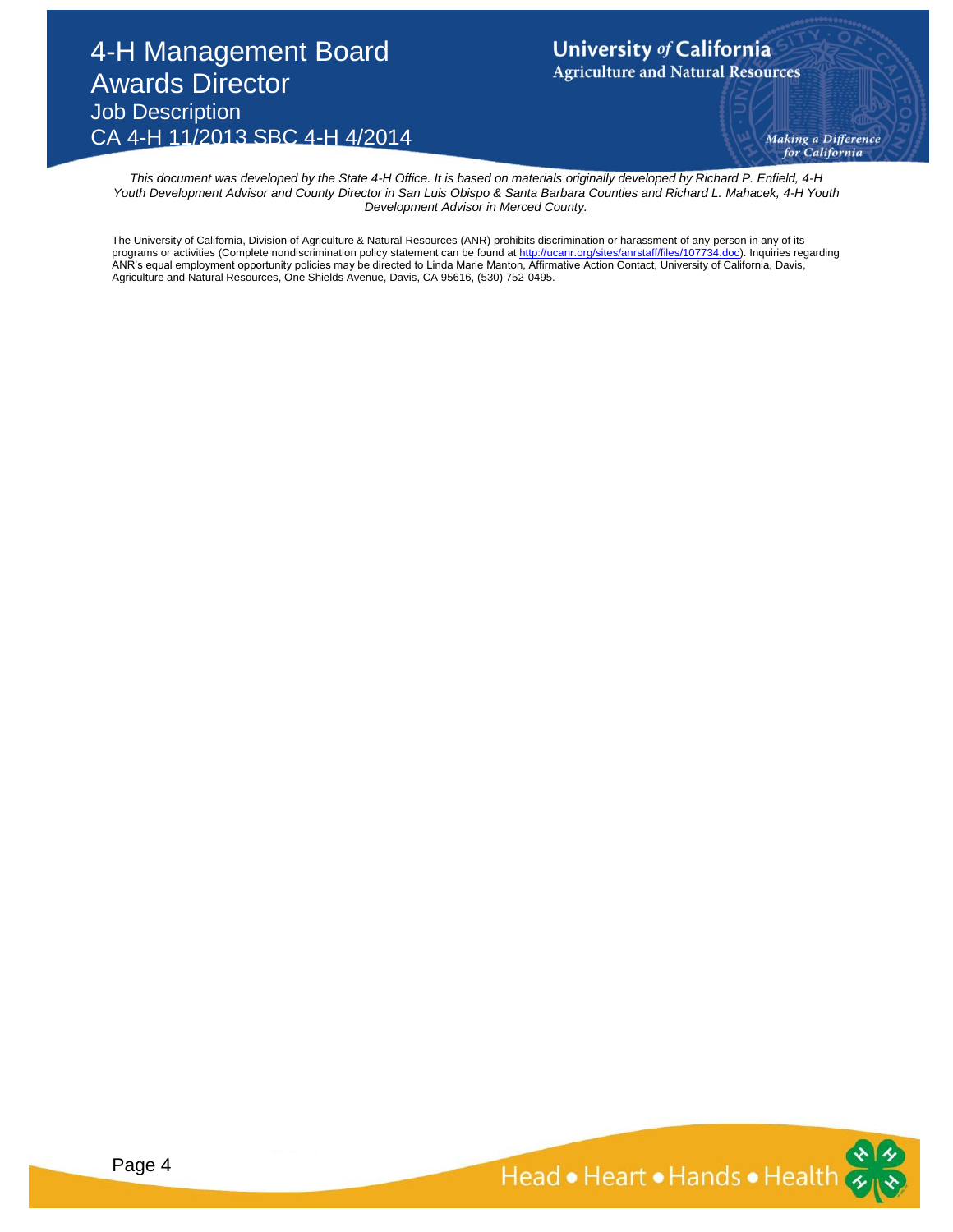*This document was developed by the State 4-H Office. It is based on materials originally developed by Richard P. Enfield, 4-H Youth Development Advisor and County Director in San Luis Obispo & Santa Barbara Counties and Richard L. Mahacek, 4-H Youth Development Advisor in Merced County.*

The University of California, Division of Agriculture & Natural Resources (ANR) prohibits discrimination or harassment of any person in any of its programs or activities (Complete nondiscrimination policy statement can be found at http://ucanr.org/sites/anrstaff/files/107734.doc). Inquiries regarding ANR's equal employment opportunity policies may be directed to Linda Marie Manton, Affirmative Action Contact, University of California, Davis, Agriculture and Natural Resources, One Shields Avenue, Davis, CA 95616, (530) 752-0495.